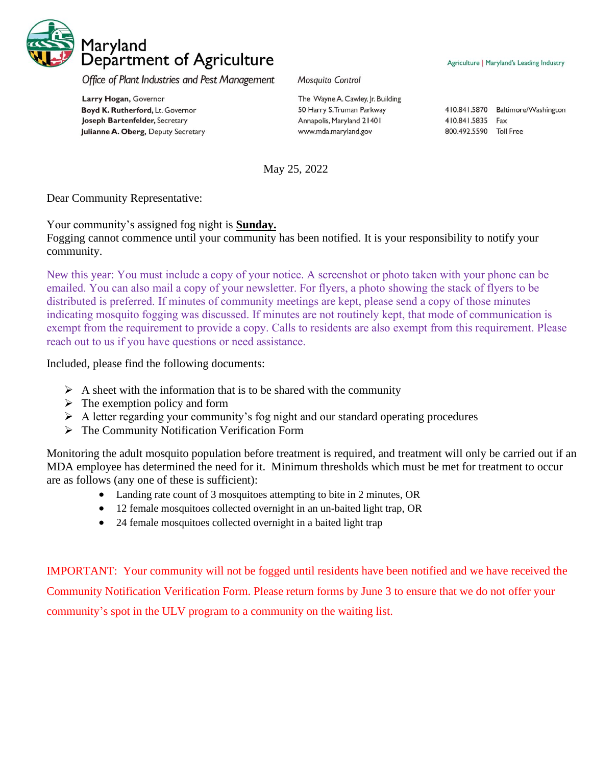# Maryland Department of Agriculture

*Office of Plant Industries and Pest Management*

*Mosquito Control*

Agriculture | Maryland's Leading Industry

**Larry Hogan,** Governor
**Boyd K. Rutherford,** Lt. Governor
**Joseph Bartenfelder,** Secretary
**Julianne A. Oberg,** Deputy Secretary

The Wayne A. Cawley, Jr. Building
50 Harry S. Truman Parkway
Annapolis, Maryland 21401
www.mda.maryland.gov

410.841.5870 Baltimore/Washington
410.841.5835 Fax
800.492.5590 Toll Free

May 25, 2022

Dear Community Representative:

Your community's assigned fog night is **Sunday.**
Fogging cannot commence until your community has been notified. It is your responsibility to notify your community.

New this year: You must include a copy of your notice. A screenshot or photo taken with your phone can be emailed. You can also mail a copy of your newsletter. For flyers, a photo showing the stack of flyers to be distributed is preferred. If minutes of community meetings are kept, please send a copy of those minutes indicating mosquito fogging was discussed. If minutes are not routinely kept, that mode of communication is exempt from the requirement to provide a copy. Calls to residents are also exempt from this requirement. Please reach out to us if you have questions or need assistance.

Included, please find the following documents:

- A sheet with the information that is to be shared with the community
- The exemption policy and form
- A letter regarding your community's fog night and our standard operating procedures
- The Community Notification Verification Form

Monitoring the adult mosquito population before treatment is required, and treatment will only be carried out if an MDA employee has determined the need for it. Minimum thresholds which must be met for treatment to occur are as follows (any one of these is sufficient):

- Landing rate count of 3 mosquitoes attempting to bite in 2 minutes, OR
- 12 female mosquitoes collected overnight in an un-baited light trap, OR
- 24 female mosquitoes collected overnight in a baited light trap

IMPORTANT: Your community will not be fogged until residents have been notified and we have received the Community Notification Verification Form. Please return forms by June 3 to ensure that we do not offer your community's spot in the ULV program to a community on the waiting list.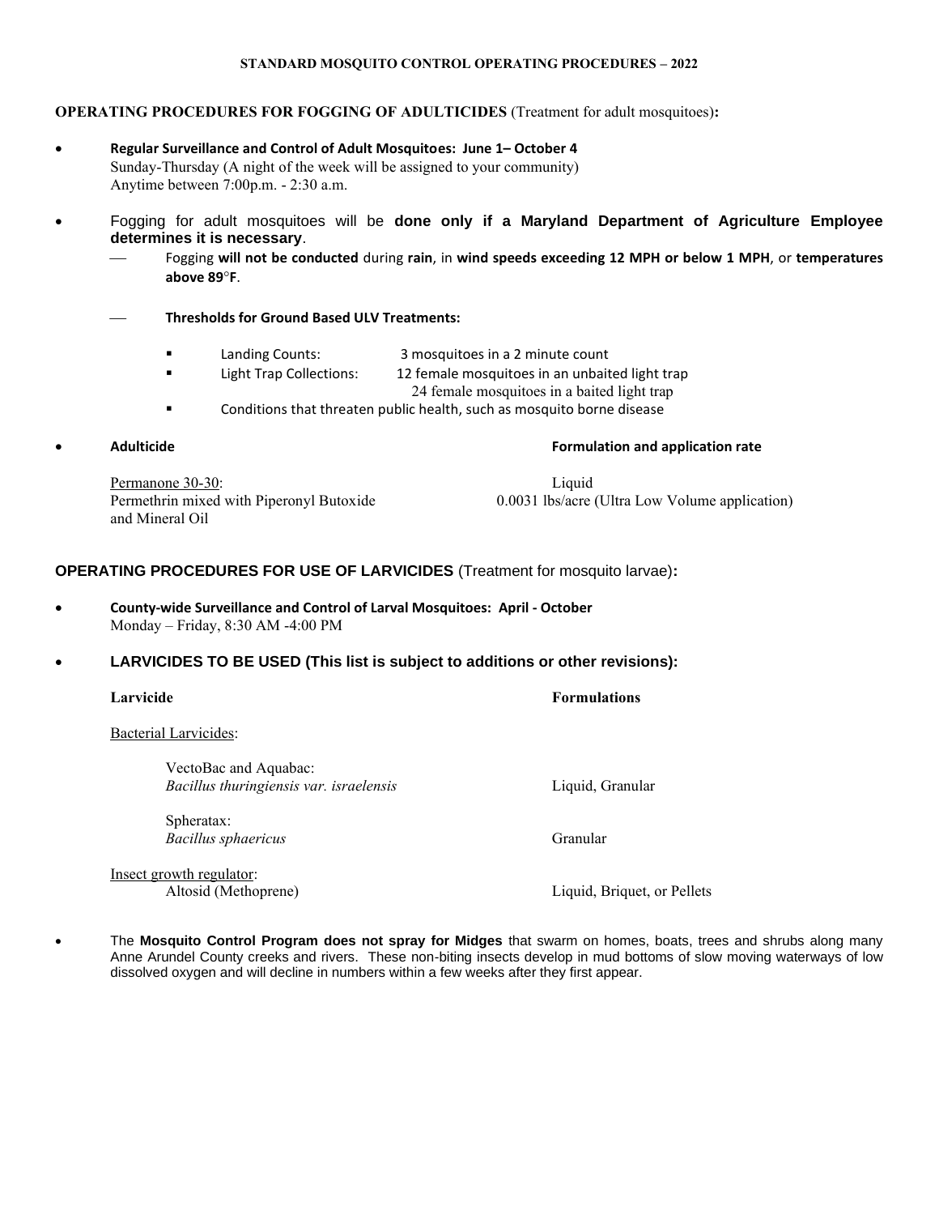# STANDARD MOSQUITO CONTROL OPERATING PROCEDURES – 2022

## OPERATING PROCEDURES FOR FOGGING OF ADULTICIDES (Treatment for adult mosquitoes):

- **Regular Surveillance and Control of Adult Mosquitoes: June 1– October 4**
  Sunday-Thursday (A night of the week will be assigned to your community)
  Anytime between 7:00p.m. - 2:30 a.m.

- Fogging for adult mosquitoes will be **done only if a Maryland Department of Agriculture Employee determines it is necessary**.
  - Fogging **will not be conducted** during **rain**, in **wind speeds exceeding 12 MPH or below 1 MPH**, or **temperatures above 89°F**.
  - **Thresholds for Ground Based ULV Treatments:**
    - Landing Counts: 3 mosquitoes in a 2 minute count
    - Light Trap Collections: 12 female mosquitoes in an unbaited light trap; 24 female mosquitoes in a baited light trap
    - Conditions that threaten public health, such as mosquito borne disease

- **Adulticide** / **Formulation and application rate**

| Adulticide | Formulation and application rate |
| --- | --- |
| Permanone 30-30: Permethrin mixed with Piperonyl Butoxide and Mineral Oil | Liquid 0.0031 lbs/acre (Ultra Low Volume application) |

## OPERATING PROCEDURES FOR USE OF LARVICIDES (Treatment for mosquito larvae):

- **County-wide Surveillance and Control of Larval Mosquitoes: April - October**
  Monday – Friday, 8:30 AM -4:00 PM

- **LARVICIDES TO BE USED (This list is subject to additions or other revisions):**

| Larvicide | Formulations |
| --- | --- |
| Bacterial Larvicides: | |
| VectoBac and Aquabac: *Bacillus thuringiensis var. israelensis* | Liquid, Granular |
| Spheratax: *Bacillus sphaericus* | Granular |
| Insect growth regulator: Altosid (Methoprene) | Liquid, Briquet, or Pellets |

- The **Mosquito Control Program does not spray for Midges** that swarm on homes, boats, trees and shrubs along many Anne Arundel County creeks and rivers. These non-biting insects develop in mud bottoms of slow moving waterways of low dissolved oxygen and will decline in numbers within a few weeks after they first appear.